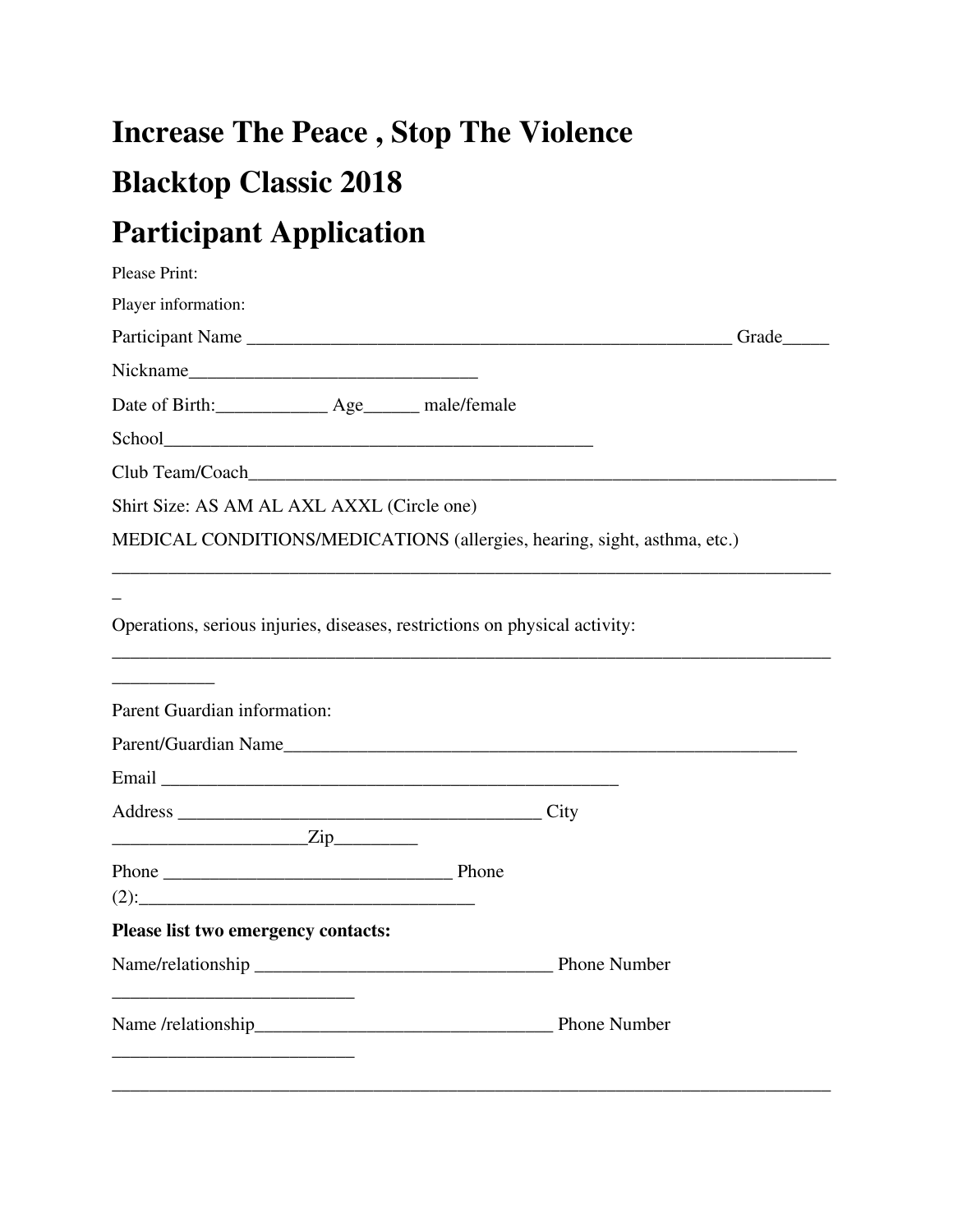# Increase The Peace , Stop The Violence

# Blacktop Classic 2018

# Participant Application

Please Print:

Player information:

Participant Name _______________________________________________________ Grade_____

Nickname________________________________

Date of Birth:____________ Age______ male/female

School________________________________________________

Club Team/Coach_________________________________________________________________

Shirt Size: AS AM AL AXL AXXL (Circle one)

MEDICAL CONDITIONS/MEDICATIONS (allergies, hearing, sight, asthma, etc.)

________________________________________________________________________________

_

Operations, serious injuries, diseases, restrictions on physical activity:

________________________________________________________________________________

___________

Parent Guardian information:

Parent/Guardian Name__________________________________________________________

Email ___________________________________________________

Address ________________________________________ City

_____________________Zip_________

Phone ________________________________ Phone

(2):_____________________________________

**Please list two emergency contacts:**

Name/relationship ________________________________ Phone Number

___________________________

Name /relationship________________________________ Phone Number

___________________________

________________________________________________________________________________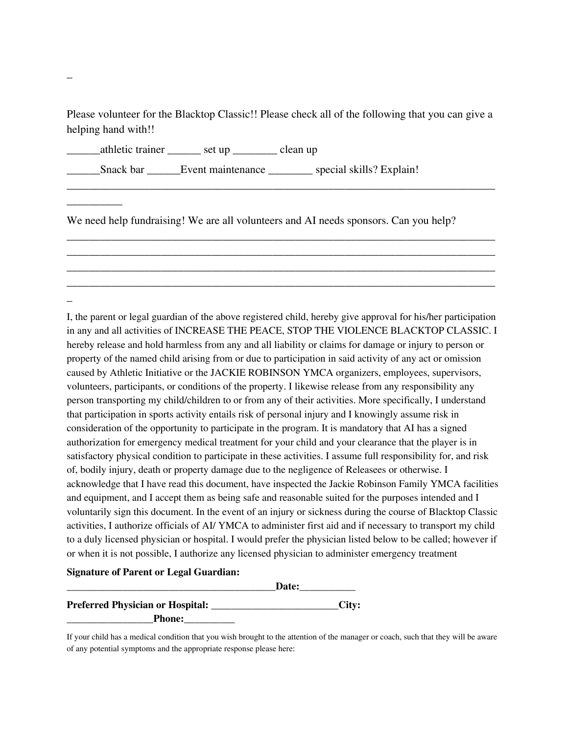_

Please volunteer for the Blacktop Classic!! Please check all of the following that you can give a helping hand with!!

______athletic trainer ______ set up ________ clean up

______Snack bar ______Event maintenance ________ special skills? Explain!
________________________________________________________________________________
__________

We need help fundraising! We are all volunteers and AI needs sponsors. Can you help?
________________________________________________________________________________
________________________________________________________________________________
________________________________________________________________________________
________________________________________________________________________________
_

I, the parent or legal guardian of the above registered child, hereby give approval for his/her participation in any and all activities of INCREASE THE PEACE, STOP THE VIOLENCE BLACKTOP CLASSIC. I hereby release and hold harmless from any and all liability or claims for damage or injury to person or property of the named child arising from or due to participation in said activity of any act or omission caused by Athletic Initiative or the JACKIE ROBINSON YMCA organizers, employees, supervisors, volunteers, participants, or conditions of the property. I likewise release from any responsibility any person transporting my child/children to or from any of their activities. More specifically, I understand that participation in sports activity entails risk of personal injury and I knowingly assume risk in consideration of the opportunity to participate in the program. It is mandatory that AI has a signed authorization for emergency medical treatment for your child and your clearance that the player is in satisfactory physical condition to participate in these activities. I assume full responsibility for, and risk of, bodily injury, death or property damage due to the negligence of Releasees or otherwise. I acknowledge that I have read this document, have inspected the Jackie Robinson Family YMCA facilities and equipment, and I accept them as being safe and reasonable suited for the purposes intended and I voluntarily sign this document. In the event of an injury or sickness during the course of Blacktop Classic activities, I authorize officials of AI/ YMCA to administer first aid and if necessary to transport my child to a duly licensed physician or hospital. I would prefer the physician listed below to be called; however if or when it is not possible, I authorize any licensed physician to administer emergency treatment

**Signature of Parent or Legal Guardian:**
**__________________________________________Date:___________**

**Preferred Physician or Hospital: _________________________City:**
**_________________Phone:__________**

If your child has a medical condition that you wish brought to the attention of the manager or coach, such that they will be aware of any potential symptoms and the appropriate response please here: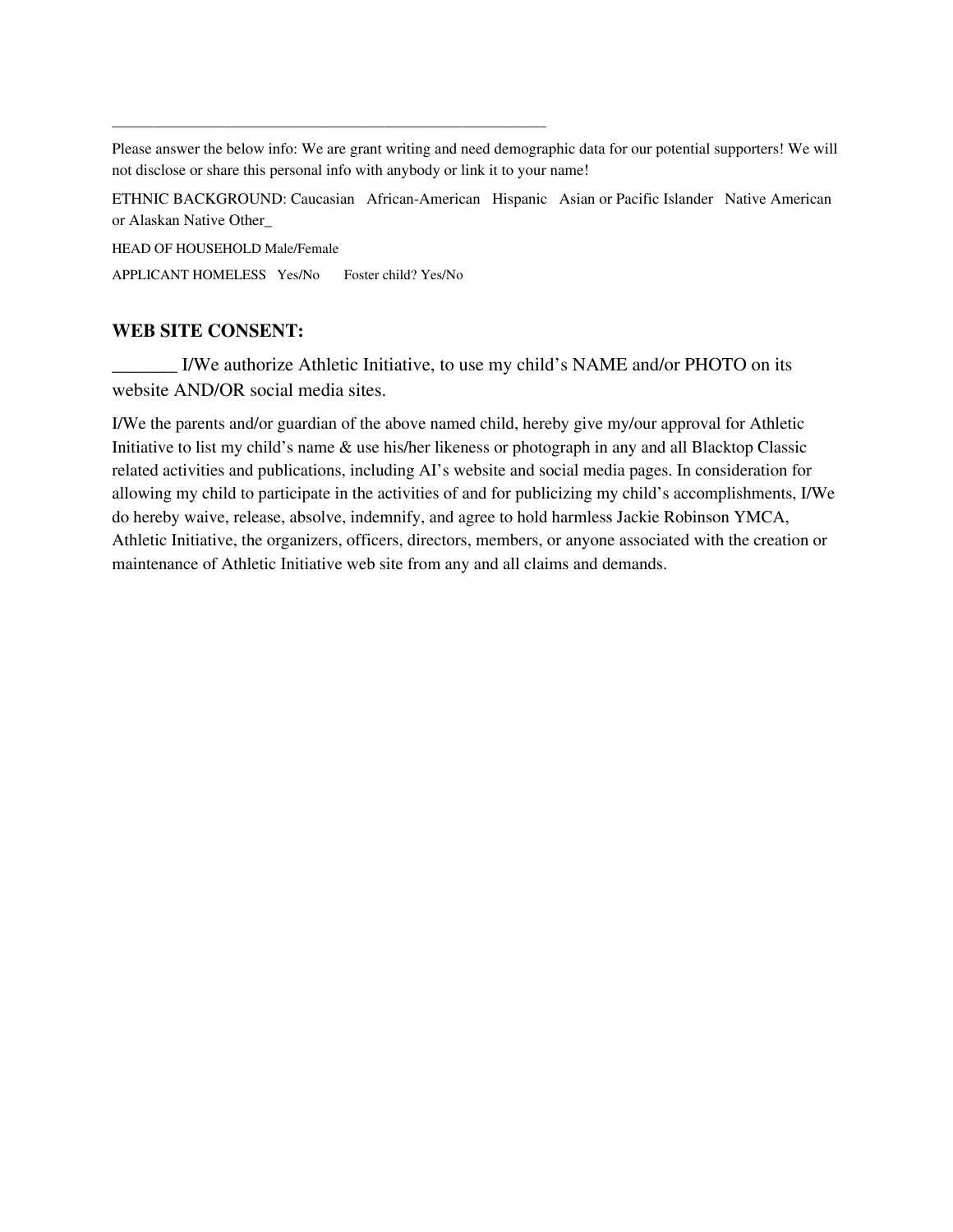\_\_\_\_\_\_\_\_\_\_\_\_\_\_\_\_\_\_\_\_\_\_\_\_\_\_\_\_\_\_\_\_\_\_\_\_\_\_\_\_\_\_\_\_\_\_\_\_\_\_\_\_\_\_\_\_

Please answer the below info: We are grant writing and need demographic data for our potential supporters! We will not disclose or share this personal info with anybody or link it to your name!

ETHNIC BACKGROUND: Caucasian African-American Hispanic Asian or Pacific Islander Native American or Alaskan Native Other_

HEAD OF HOUSEHOLD Male/Female

APPLICANT HOMELESS Yes/No Foster child? Yes/No

## WEB SITE CONSENT:

_______ I/We authorize Athletic Initiative, to use my child's NAME and/or PHOTO on its website AND/OR social media sites.

I/We the parents and/or guardian of the above named child, hereby give my/our approval for Athletic Initiative to list my child's name & use his/her likeness or photograph in any and all Blacktop Classic related activities and publications, including AI's website and social media pages. In consideration for allowing my child to participate in the activities of and for publicizing my child's accomplishments, I/We do hereby waive, release, absolve, indemnify, and agree to hold harmless Jackie Robinson YMCA, Athletic Initiative, the organizers, officers, directors, members, or anyone associated with the creation or maintenance of Athletic Initiative web site from any and all claims and demands.